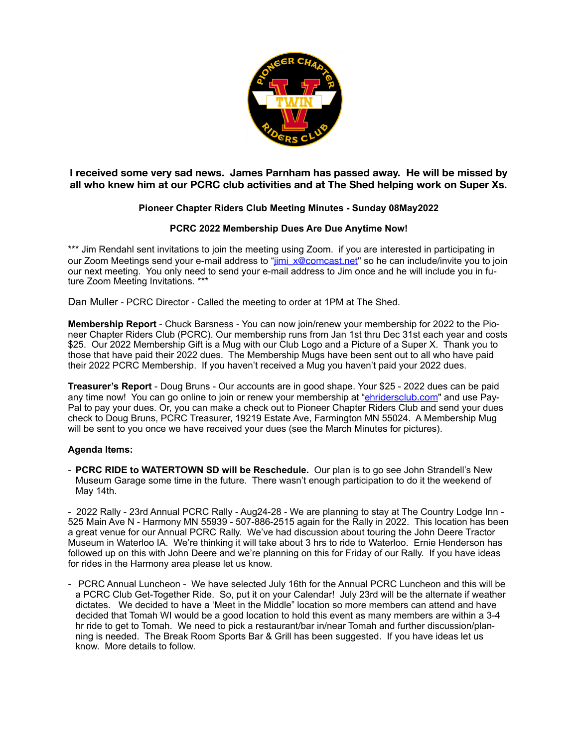**I received some very sad news. James Parnham has passed away. He will be missed by all who knew him at our PCRC club activities and at The Shed helping work on Super Xs.**

**Pioneer Chapter Riders Club Meeting Minutes - Sunday 08May2022**

**PCRC 2022 Membership Dues Are Due Anytime Now!**

*** Jim Rendahl sent invitations to join the meeting using Zoom. if you are interested in participating in our Zoom Meetings send your e-mail address to "jimi_x@comcast.net" so he can include/invite you to join our next meeting. You only need to send your e-mail address to Jim once and he will include you in future Zoom Meeting Invitations. ***

Dan Muller - PCRC Director - Called the meeting to order at 1PM at The Shed.

**Membership Report** - Chuck Barsness - You can now join/renew your membership for 2022 to the Pioneer Chapter Riders Club (PCRC). Our membership runs from Jan 1st thru Dec 31st each year and costs $25. Our 2022 Membership Gift is a Mug with our Club Logo and a Picture of a Super X. Thank you to those that have paid their 2022 dues. The Membership Mugs have been sent out to all who have paid their 2022 PCRC Membership. If you haven't received a Mug you haven't paid your 2022 dues.

**Treasurer's Report** - Doug Bruns - Our accounts are in good shape. Your $25 - 2022 dues can be paid any time now! You can go online to join or renew your membership at "ehridersclub.com" and use PayPal to pay your dues. Or, you can make a check out to Pioneer Chapter Riders Club and send your dues check to Doug Bruns, PCRC Treasurer, 19219 Estate Ave, Farmington MN 55024. A Membership Mug will be sent to you once we have received your dues (see the March Minutes for pictures).

**Agenda Items:**

- **PCRC RIDE to WATERTOWN SD will be Reschedule.** Our plan is to go see John Strandell's New Museum Garage some time in the future. There wasn't enough participation to do it the weekend of May 14th.

- 2022 Rally - 23rd Annual PCRC Rally - Aug24-28 - We are planning to stay at The Country Lodge Inn - 525 Main Ave N - Harmony MN 55939 - 507-886-2515 again for the Rally in 2022. This location has been a great venue for our Annual PCRC Rally. We've had discussion about touring the John Deere Tractor Museum in Waterloo IA. We're thinking it will take about 3 hrs to ride to Waterloo. Ernie Henderson has followed up on this with John Deere and we're planning on this for Friday of our Rally. If you have ideas for rides in the Harmony area please let us know.

- PCRC Annual Luncheon - We have selected July 16th for the Annual PCRC Luncheon and this will be a PCRC Club Get-Together Ride. So, put it on your Calendar! July 23rd will be the alternate if weather dictates. We decided to have a 'Meet in the Middle" location so more members can attend and have decided that Tomah WI would be a good location to hold this event as many members are within a 3-4 hr ride to get to Tomah. We need to pick a restaurant/bar in/near Tomah and further discussion/planning is needed. The Break Room Sports Bar & Grill has been suggested. If you have ideas let us know. More details to follow.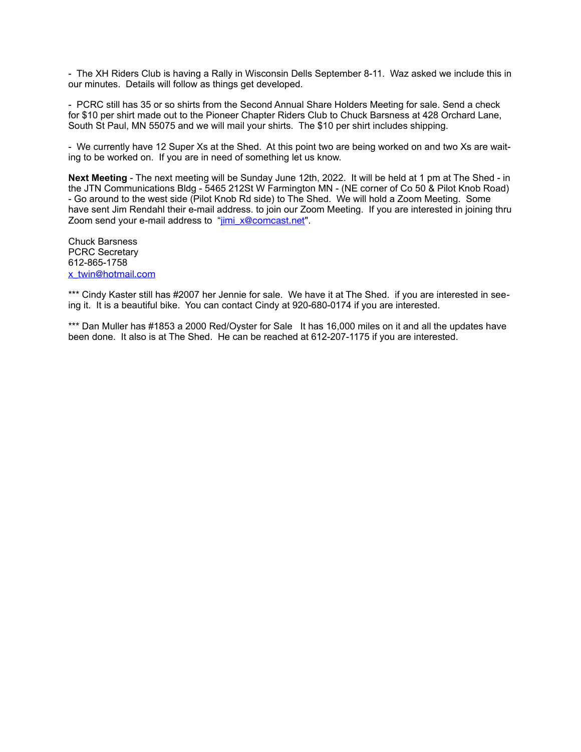- The XH Riders Club is having a Rally in Wisconsin Dells September 8-11. Waz asked we include this in our minutes. Details will follow as things get developed.

- PCRC still has 35 or so shirts from the Second Annual Share Holders Meeting for sale. Send a check for $10 per shirt made out to the Pioneer Chapter Riders Club to Chuck Barsness at 428 Orchard Lane, South St Paul, MN 55075 and we will mail your shirts. The $10 per shirt includes shipping.

- We currently have 12 Super Xs at the Shed. At this point two are being worked on and two Xs are waiting to be worked on. If you are in need of something let us know.

**Next Meeting** - The next meeting will be Sunday June 12th, 2022. It will be held at 1 pm at The Shed - in the JTN Communications Bldg - 5465 212St W Farmington MN - (NE corner of Co 50 & Pilot Knob Road) - Go around to the west side (Pilot Knob Rd side) to The Shed. We will hold a Zoom Meeting. Some have sent Jim Rendahl their e-mail address. to join our Zoom Meeting. If you are interested in joining thru Zoom send your e-mail address to "jimi_x@comcast.net".

Chuck Barsness
PCRC Secretary
612-865-1758
x_twin@hotmail.com

*** Cindy Kaster still has #2007 her Jennie for sale. We have it at The Shed. if you are interested in seeing it. It is a beautiful bike. You can contact Cindy at 920-680-0174 if you are interested.

*** Dan Muller has #1853 a 2000 Red/Oyster for Sale It has 16,000 miles on it and all the updates have been done. It also is at The Shed. He can be reached at 612-207-1175 if you are interested.